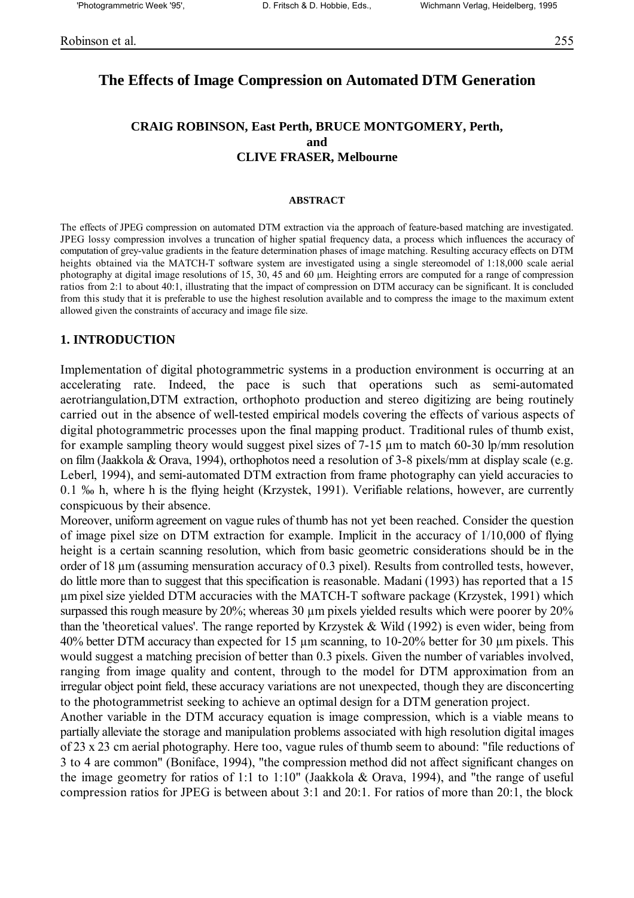# The Effects of Image Compression on Automated DTM Generation

**CRAIG ROBINSON, East Perth, BRUCE MONTGOMERY, Perth,**
**and**
**CLIVE FRASER, Melbourne**

#### ABSTRACT

The effects of JPEG compression on automated DTM extraction via the approach of feature-based matching are investigated. JPEG lossy compression involves a truncation of higher spatial frequency data, a process which influences the accuracy of computation of grey-value gradients in the feature determination phases of image matching. Resulting accuracy effects on DTM heights obtained via the MATCH-T software system are investigated using a single stereomodel of 1:18,000 scale aerial photography at digital image resolutions of 15, 30, 45 and 60 µm. Heighting errors are computed for a range of compression ratios from 2:1 to about 40:1, illustrating that the impact of compression on DTM accuracy can be significant. It is concluded from this study that it is preferable to use the highest resolution available and to compress the image to the maximum extent allowed given the constraints of accuracy and image file size.

## 1. INTRODUCTION

Implementation of digital photogrammetric systems in a production environment is occurring at an accelerating rate. Indeed, the pace is such that operations such as semi-automated aerotriangulation,DTM extraction, orthophoto production and stereo digitizing are being routinely carried out in the absence of well-tested empirical models covering the effects of various aspects of digital photogrammetric processes upon the final mapping product. Traditional rules of thumb exist, for example sampling theory would suggest pixel sizes of 7-15 µm to match 60-30 lp/mm resolution on film (Jaakkola & Orava, 1994), orthophotos need a resolution of 3-8 pixels/mm at display scale (e.g. Leberl, 1994), and semi-automated DTM extraction from frame photography can yield accuracies to 0.1 ‰ h, where h is the flying height (Krzystek, 1991). Verifiable relations, however, are currently conspicuous by their absence.

Moreover, uniform agreement on vague rules of thumb has not yet been reached. Consider the question of image pixel size on DTM extraction for example. Implicit in the accuracy of 1/10,000 of flying height is a certain scanning resolution, which from basic geometric considerations should be in the order of 18 µm (assuming mensuration accuracy of 0.3 pixel). Results from controlled tests, however, do little more than to suggest that this specification is reasonable. Madani (1993) has reported that a 15 µm pixel size yielded DTM accuracies with the MATCH-T software package (Krzystek, 1991) which surpassed this rough measure by 20%; whereas 30 µm pixels yielded results which were poorer by 20% than the 'theoretical values'. The range reported by Krzystek & Wild (1992) is even wider, being from 40% better DTM accuracy than expected for 15 µm scanning, to 10-20% better for 30 µm pixels. This would suggest a matching precision of better than 0.3 pixels. Given the number of variables involved, ranging from image quality and content, through to the model for DTM approximation from an irregular object point field, these accuracy variations are not unexpected, though they are disconcerting to the photogrammetrist seeking to achieve an optimal design for a DTM generation project.

Another variable in the DTM accuracy equation is image compression, which is a viable means to partially alleviate the storage and manipulation problems associated with high resolution digital images of 23 x 23 cm aerial photography. Here too, vague rules of thumb seem to abound: "file reductions of 3 to 4 are common" (Boniface, 1994), "the compression method did not affect significant changes on the image geometry for ratios of 1:1 to 1:10" (Jaakkola & Orava, 1994), and "the range of useful compression ratios for JPEG is between about 3:1 and 20:1. For ratios of more than 20:1, the block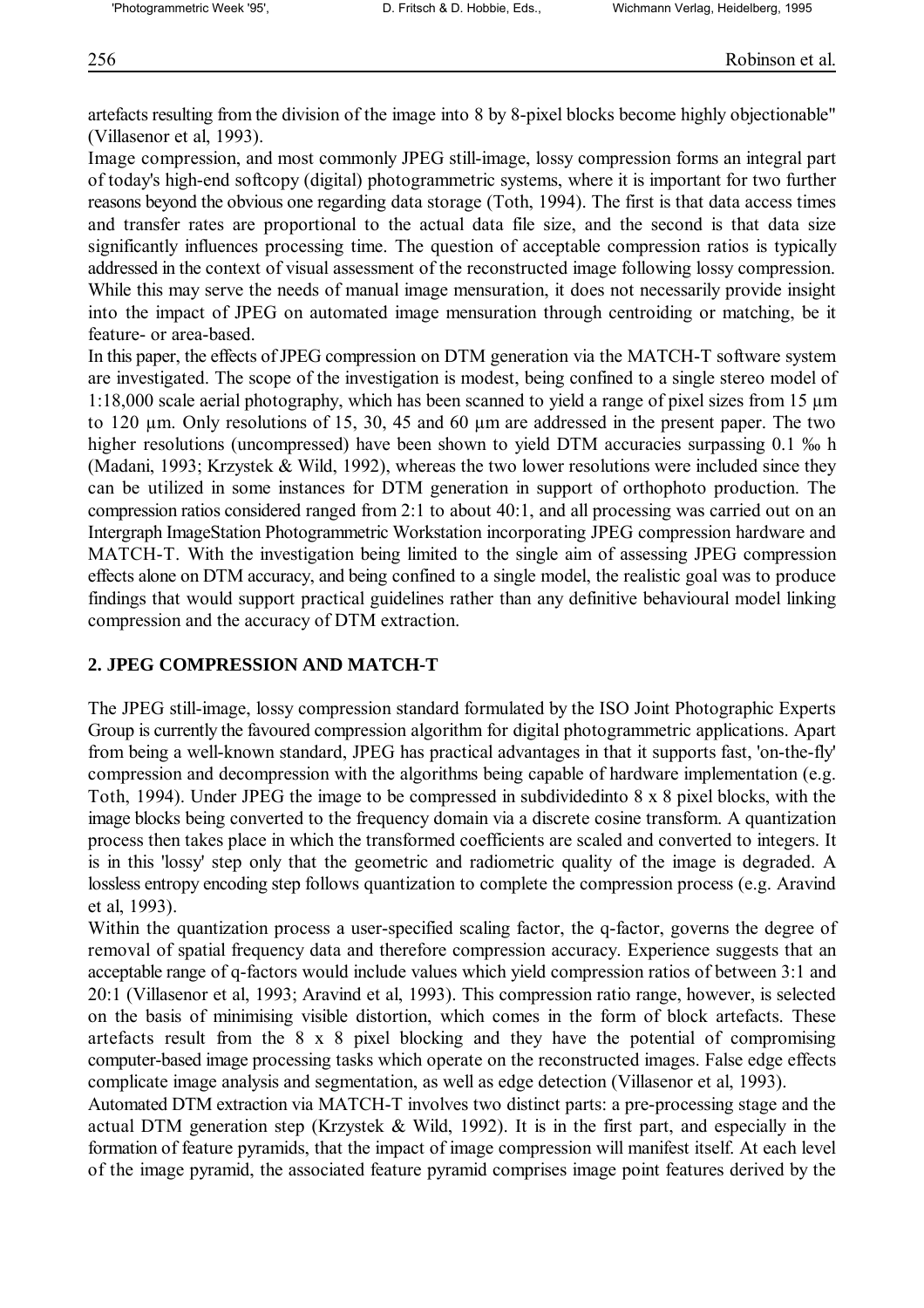artefacts resulting from the division of the image into 8 by 8-pixel blocks become highly objectionable" (Villasenor et al, 1993).

Image compression, and most commonly JPEG still-image, lossy compression forms an integral part of today's high-end softcopy (digital) photogrammetric systems, where it is important for two further reasons beyond the obvious one regarding data storage (Toth, 1994). The first is that data access times and transfer rates are proportional to the actual data file size, and the second is that data size significantly influences processing time. The question of acceptable compression ratios is typically addressed in the context of visual assessment of the reconstructed image following lossy compression. While this may serve the needs of manual image mensuration, it does not necessarily provide insight into the impact of JPEG on automated image mensuration through centroiding or matching, be it feature- or area-based.

In this paper, the effects of JPEG compression on DTM generation via the MATCH-T software system are investigated. The scope of the investigation is modest, being confined to a single stereo model of 1:18,000 scale aerial photography, which has been scanned to yield a range of pixel sizes from 15 µm to 120 µm. Only resolutions of 15, 30, 45 and 60 µm are addressed in the present paper. The two higher resolutions (uncompressed) have been shown to yield DTM accuracies surpassing 0.1 ‰ h (Madani, 1993; Krzystek & Wild, 1992), whereas the two lower resolutions were included since they can be utilized in some instances for DTM generation in support of orthophoto production. The compression ratios considered ranged from 2:1 to about 40:1, and all processing was carried out on an Intergraph ImageStation Photogrammetric Workstation incorporating JPEG compression hardware and MATCH-T. With the investigation being limited to the single aim of assessing JPEG compression effects alone on DTM accuracy, and being confined to a single model, the realistic goal was to produce findings that would support practical guidelines rather than any definitive behavioural model linking compression and the accuracy of DTM extraction.

## 2. JPEG COMPRESSION AND MATCH-T

The JPEG still-image, lossy compression standard formulated by the ISO Joint Photographic Experts Group is currently the favoured compression algorithm for digital photogrammetric applications. Apart from being a well-known standard, JPEG has practical advantages in that it supports fast, 'on-the-fly' compression and decompression with the algorithms being capable of hardware implementation (e.g. Toth, 1994). Under JPEG the image to be compressed in subdividedinto 8 x 8 pixel blocks, with the image blocks being converted to the frequency domain via a discrete cosine transform. A quantization process then takes place in which the transformed coefficients are scaled and converted to integers. It is in this 'lossy' step only that the geometric and radiometric quality of the image is degraded. A lossless entropy encoding step follows quantization to complete the compression process (e.g. Aravind et al, 1993).

Within the quantization process a user-specified scaling factor, the q-factor, governs the degree of removal of spatial frequency data and therefore compression accuracy. Experience suggests that an acceptable range of q-factors would include values which yield compression ratios of between 3:1 and 20:1 (Villasenor et al, 1993; Aravind et al, 1993). This compression ratio range, however, is selected on the basis of minimising visible distortion, which comes in the form of block artefacts. These artefacts result from the 8 x 8 pixel blocking and they have the potential of compromising computer-based image processing tasks which operate on the reconstructed images. False edge effects complicate image analysis and segmentation, as well as edge detection (Villasenor et al, 1993).

Automated DTM extraction via MATCH-T involves two distinct parts: a pre-processing stage and the actual DTM generation step (Krzystek & Wild, 1992). It is in the first part, and especially in the formation of feature pyramids, that the impact of image compression will manifest itself. At each level of the image pyramid, the associated feature pyramid comprises image point features derived by the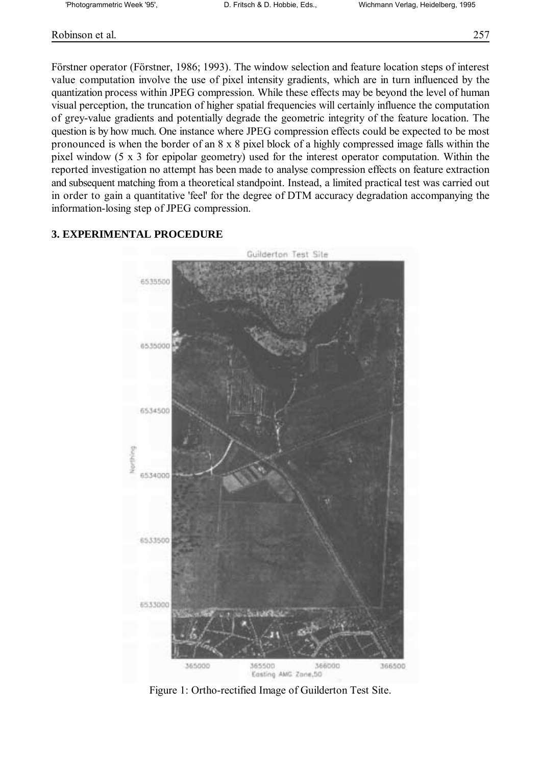Förstner operator (Förstner, 1986; 1993). The window selection and feature location steps of interest value computation involve the use of pixel intensity gradients, which are in turn influenced by the quantization process within JPEG compression. While these effects may be beyond the level of human visual perception, the truncation of higher spatial frequencies will certainly influence the computation of grey-value gradients and potentially degrade the geometric integrity of the feature location. The question is by how much. One instance where JPEG compression effects could be expected to be most pronounced is when the border of an 8 x 8 pixel block of a highly compressed image falls within the pixel window (5 x 3 for epipolar geometry) used for the interest operator computation. Within the reported investigation no attempt has been made to analyse compression effects on feature extraction and subsequent matching from a theoretical standpoint. Instead, a limited practical test was carried out in order to gain a quantitative 'feel' for the degree of DTM accuracy degradation accompanying the information-losing step of JPEG compression.

## 3. EXPERIMENTAL PROCEDURE

Figure 1: Ortho-rectified Image of Guilderton Test Site.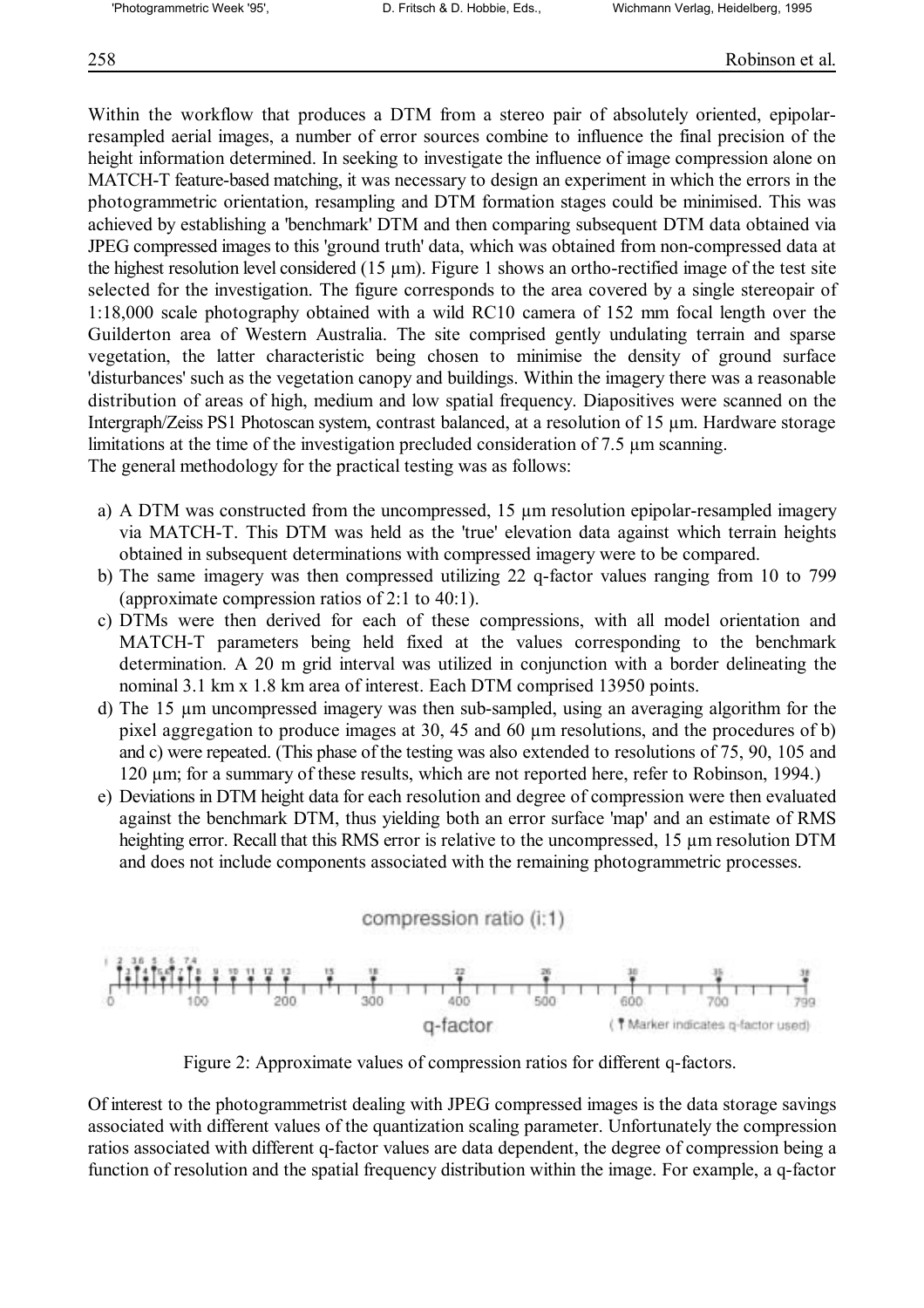Within the workflow that produces a DTM from a stereo pair of absolutely oriented, epipolar-resampled aerial images, a number of error sources combine to influence the final precision of the height information determined. In seeking to investigate the influence of image compression alone on MATCH-T feature-based matching, it was necessary to design an experiment in which the errors in the photogrammetric orientation, resampling and DTM formation stages could be minimised. This was achieved by establishing a 'benchmark' DTM and then comparing subsequent DTM data obtained via JPEG compressed images to this 'ground truth' data, which was obtained from non-compressed data at the highest resolution level considered (15 µm). Figure 1 shows an ortho-rectified image of the test site selected for the investigation. The figure corresponds to the area covered by a single stereopair of 1:18,000 scale photography obtained with a wild RC10 camera of 152 mm focal length over the Guilderton area of Western Australia. The site comprised gently undulating terrain and sparse vegetation, the latter characteristic being chosen to minimise the density of ground surface 'disturbances' such as the vegetation canopy and buildings. Within the imagery there was a reasonable distribution of areas of high, medium and low spatial frequency. Diapositives were scanned on the Intergraph/Zeiss PS1 Photoscan system, contrast balanced, at a resolution of 15 µm. Hardware storage limitations at the time of the investigation precluded consideration of 7.5 µm scanning.
The general methodology for the practical testing was as follows:

a) A DTM was constructed from the uncompressed, 15 µm resolution epipolar-resampled imagery via MATCH-T. This DTM was held as the 'true' elevation data against which terrain heights obtained in subsequent determinations with compressed imagery were to be compared.
b) The same imagery was then compressed utilizing 22 q-factor values ranging from 10 to 799 (approximate compression ratios of 2:1 to 40:1).
c) DTMs were then derived for each of these compressions, with all model orientation and MATCH-T parameters being held fixed at the values corresponding to the benchmark determination. A 20 m grid interval was utilized in conjunction with a border delineating the nominal 3.1 km x 1.8 km area of interest. Each DTM comprised 13950 points.
d) The 15 µm uncompressed imagery was then sub-sampled, using an averaging algorithm for the pixel aggregation to produce images at 30, 45 and 60 µm resolutions, and the procedures of b) and c) were repeated. (This phase of the testing was also extended to resolutions of 75, 90, 105 and 120 µm; for a summary of these results, which are not reported here, refer to Robinson, 1994.)
e) Deviations in DTM height data for each resolution and degree of compression were then evaluated against the benchmark DTM, thus yielding both an error surface 'map' and an estimate of RMS heighting error. Recall that this RMS error is relative to the uncompressed, 15 µm resolution DTM and does not include components associated with the remaining photogrammetric processes.

compression ratio (i:1)

1 2 3 3.6 4 5 5.6 6 7 7.4 8 9 10 11 12 13 15 18 22 26 30 35 38

0 100 200 300 400 500 600 700 799

q-factor (Marker indicates q-factor used)

Figure 2: Approximate values of compression ratios for different q-factors.

Of interest to the photogrammetrist dealing with JPEG compressed images is the data storage savings associated with different values of the quantization scaling parameter. Unfortunately the compression ratios associated with different q-factor values are data dependent, the degree of compression being a function of resolution and the spatial frequency distribution within the image. For example, a q-factor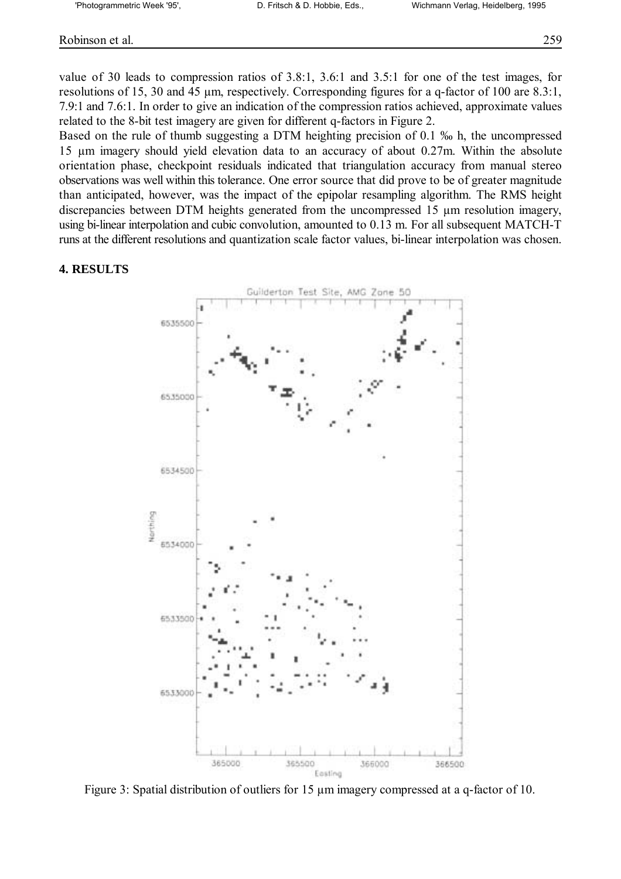value of 30 leads to compression ratios of 3.8:1, 3.6:1 and 3.5:1 for one of the test images, for resolutions of 15, 30 and 45 µm, respectively. Corresponding figures for a q-factor of 100 are 8.3:1, 7.9:1 and 7.6:1. In order to give an indication of the compression ratios achieved, approximate values related to the 8-bit test imagery are given for different q-factors in Figure 2.

Based on the rule of thumb suggesting a DTM heighting precision of 0.1 ‰ h, the uncompressed 15 µm imagery should yield elevation data to an accuracy of about 0.27m. Within the absolute orientation phase, checkpoint residuals indicated that triangulation accuracy from manual stereo observations was well within this tolerance. One error source that did prove to be of greater magnitude than anticipated, however, was the impact of the epipolar resampling algorithm. The RMS height discrepancies between DTM heights generated from the uncompressed 15 µm resolution imagery, using bi-linear interpolation and cubic convolution, amounted to 0.13 m. For all subsequent MATCH-T runs at the different resolutions and quantization scale factor values, bi-linear interpolation was chosen.

## 4. RESULTS

Figure 3: Spatial distribution of outliers for 15 µm imagery compressed at a q-factor of 10.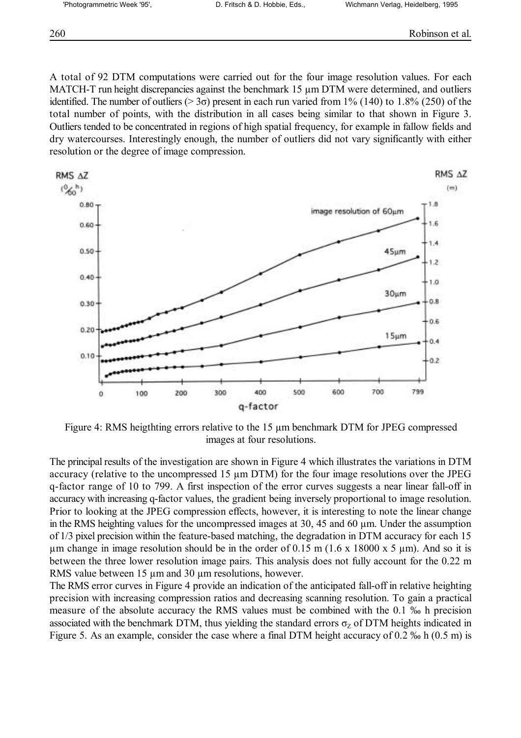A total of 92 DTM computations were carried out for the four image resolution values. For each MATCH-T run height discrepancies against the benchmark 15 µm DTM were determined, and outliers identified. The number of outliers (> 3σ) present in each run varied from 1% (140) to 1.8% (250) of the total number of points, with the distribution in all cases being similar to that shown in Figure 3. Outliers tended to be concentrated in regions of high spatial frequency, for example in fallow fields and dry watercourses. Interestingly enough, the number of outliers did not vary significantly with either resolution or the degree of image compression.

Figure 4: RMS heigthting errors relative to the 15 µm benchmark DTM for JPEG compressed images at four resolutions.

The principal results of the investigation are shown in Figure 4 which illustrates the variations in DTM accuracy (relative to the uncompressed 15 µm DTM) for the four image resolutions over the JPEG q-factor range of 10 to 799. A first inspection of the error curves suggests a near linear fall-off in accuracy with increasing q-factor values, the gradient being inversely proportional to image resolution. Prior to looking at the JPEG compression effects, however, it is interesting to note the linear change in the RMS heighting values for the uncompressed images at 30, 45 and 60 µm. Under the assumption of 1/3 pixel precision within the feature-based matching, the degradation in DTM accuracy for each 15 µm change in image resolution should be in the order of 0.15 m (1.6 x 18000 x 5 µm). And so it is between the three lower resolution image pairs. This analysis does not fully account for the 0.22 m RMS value between 15 µm and 30 µm resolutions, however.

The RMS error curves in Figure 4 provide an indication of the anticipated fall-off in relative heighting precision with increasing compression ratios and decreasing scanning resolution. To gain a practical measure of the absolute accuracy the RMS values must be combined with the 0.1 ‰ h precision associated with the benchmark DTM, thus yielding the standard errors $\sigma_Z$ of DTM heights indicated in Figure 5. As an example, consider the case where a final DTM height accuracy of 0.2 ‰ h (0.5 m) is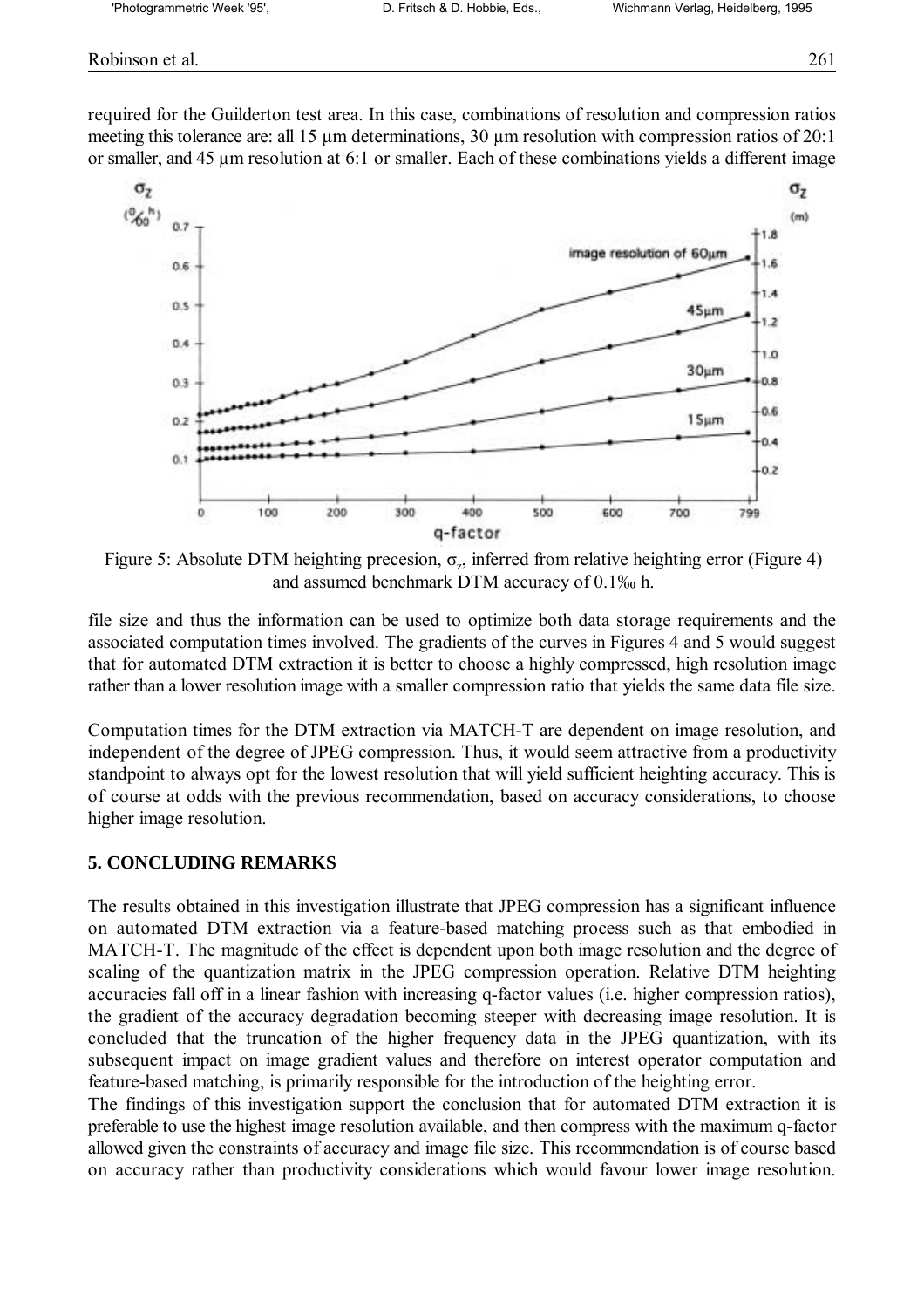required for the Guilderton test area. In this case, combinations of resolution and compression ratios meeting this tolerance are: all 15 µm determinations, 30 µm resolution with compression ratios of 20:1 or smaller, and 45 µm resolution at 6:1 or smaller. Each of these combinations yields a different image

Figure 5: Absolute DTM heighting precesion, $\sigma_z$, inferred from relative heighting error (Figure 4) and assumed benchmark DTM accuracy of 0.1‰ h.

file size and thus the information can be used to optimize both data storage requirements and the associated computation times involved. The gradients of the curves in Figures 4 and 5 would suggest that for automated DTM extraction it is better to choose a highly compressed, high resolution image rather than a lower resolution image with a smaller compression ratio that yields the same data file size.

Computation times for the DTM extraction via MATCH-T are dependent on image resolution, and independent of the degree of JPEG compression. Thus, it would seem attractive from a productivity standpoint to always opt for the lowest resolution that will yield sufficient heighting accuracy. This is of course at odds with the previous recommendation, based on accuracy considerations, to choose higher image resolution.

## 5. CONCLUDING REMARKS

The results obtained in this investigation illustrate that JPEG compression has a significant influence on automated DTM extraction via a feature-based matching process such as that embodied in MATCH-T. The magnitude of the effect is dependent upon both image resolution and the degree of scaling of the quantization matrix in the JPEG compression operation. Relative DTM heighting accuracies fall off in a linear fashion with increasing q-factor values (i.e. higher compression ratios), the gradient of the accuracy degradation becoming steeper with decreasing image resolution. It is concluded that the truncation of the higher frequency data in the JPEG quantization, with its subsequent impact on image gradient values and therefore on interest operator computation and feature-based matching, is primarily responsible for the introduction of the heighting error.

The findings of this investigation support the conclusion that for automated DTM extraction it is preferable to use the highest image resolution available, and then compress with the maximum q-factor allowed given the constraints of accuracy and image file size. This recommendation is of course based on accuracy rather than productivity considerations which would favour lower image resolution.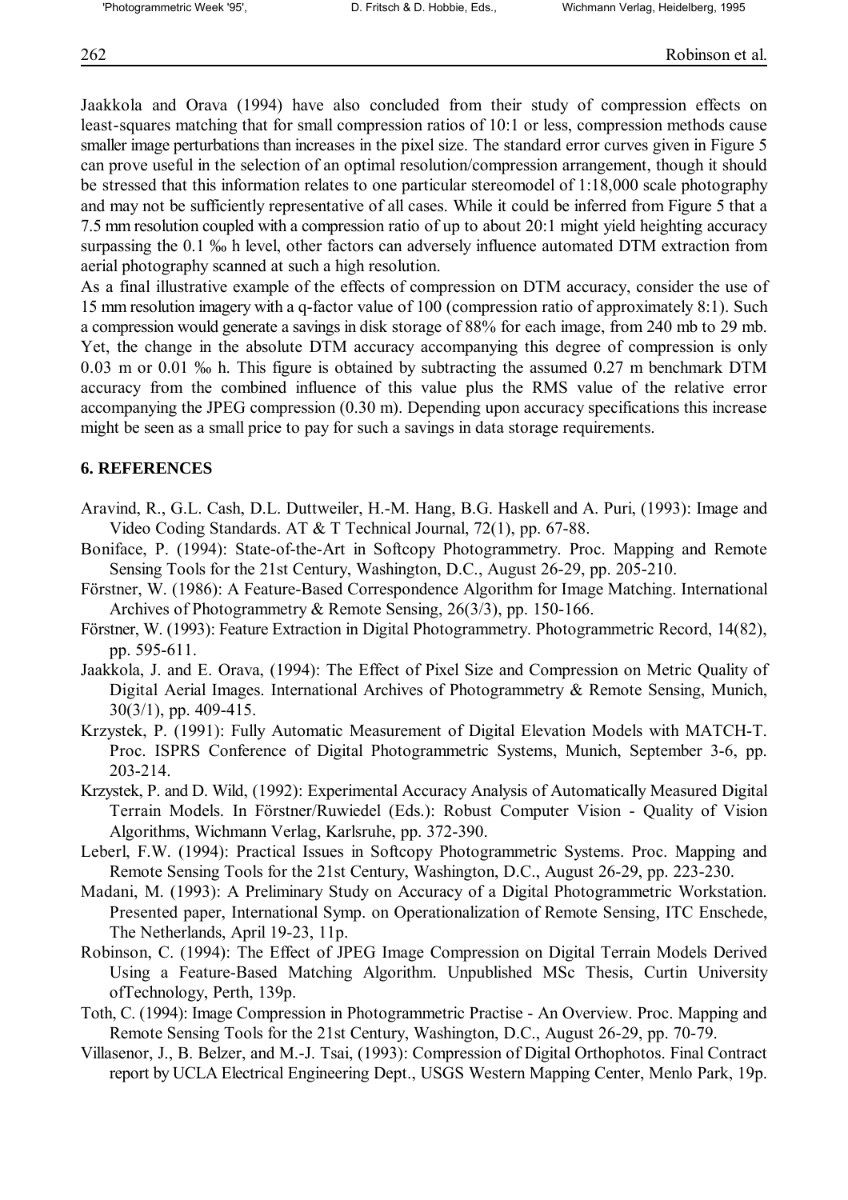Jaakkola and Orava (1994) have also concluded from their study of compression effects on least-squares matching that for small compression ratios of 10:1 or less, compression methods cause smaller image perturbations than increases in the pixel size. The standard error curves given in Figure 5 can prove useful in the selection of an optimal resolution/compression arrangement, though it should be stressed that this information relates to one particular stereomodel of 1:18,000 scale photography and may not be sufficiently representative of all cases. While it could be inferred from Figure 5 that a 7.5 mm resolution coupled with a compression ratio of up to about 20:1 might yield heighting accuracy surpassing the 0.1 ‰ h level, other factors can adversely influence automated DTM extraction from aerial photography scanned at such a high resolution.

As a final illustrative example of the effects of compression on DTM accuracy, consider the use of 15 mm resolution imagery with a q-factor value of 100 (compression ratio of approximately 8:1). Such a compression would generate a savings in disk storage of 88% for each image, from 240 mb to 29 mb. Yet, the change in the absolute DTM accuracy accompanying this degree of compression is only 0.03 m or 0.01 ‰ h. This figure is obtained by subtracting the assumed 0.27 m benchmark DTM accuracy from the combined influence of this value plus the RMS value of the relative error accompanying the JPEG compression (0.30 m). Depending upon accuracy specifications this increase might be seen as a small price to pay for such a savings in data storage requirements.

## 6. REFERENCES

Aravind, R., G.L. Cash, D.L. Duttweiler, H.-M. Hang, B.G. Haskell and A. Puri, (1993): Image and Video Coding Standards. AT & T Technical Journal, 72(1), pp. 67-88.

Boniface, P. (1994): State-of-the-Art in Softcopy Photogrammetry. Proc. Mapping and Remote Sensing Tools for the 21st Century, Washington, D.C., August 26-29, pp. 205-210.

Förstner, W. (1986): A Feature-Based Correspondence Algorithm for Image Matching. International Archives of Photogrammetry & Remote Sensing, 26(3/3), pp. 150-166.

Förstner, W. (1993): Feature Extraction in Digital Photogrammetry. Photogrammetric Record, 14(82), pp. 595-611.

Jaakkola, J. and E. Orava, (1994): The Effect of Pixel Size and Compression on Metric Quality of Digital Aerial Images. International Archives of Photogrammetry & Remote Sensing, Munich, 30(3/1), pp. 409-415.

Krzystek, P. (1991): Fully Automatic Measurement of Digital Elevation Models with MATCH-T. Proc. ISPRS Conference of Digital Photogrammetric Systems, Munich, September 3-6, pp. 203-214.

Krzystek, P. and D. Wild, (1992): Experimental Accuracy Analysis of Automatically Measured Digital Terrain Models. In Förstner/Ruwiedel (Eds.): Robust Computer Vision - Quality of Vision Algorithms, Wichmann Verlag, Karlsruhe, pp. 372-390.

Leberl, F.W. (1994): Practical Issues in Softcopy Photogrammetric Systems. Proc. Mapping and Remote Sensing Tools for the 21st Century, Washington, D.C., August 26-29, pp. 223-230.

Madani, M. (1993): A Preliminary Study on Accuracy of a Digital Photogrammetric Workstation. Presented paper, International Symp. on Operationalization of Remote Sensing, ITC Enschede, The Netherlands, April 19-23, 11p.

Robinson, C. (1994): The Effect of JPEG Image Compression on Digital Terrain Models Derived Using a Feature-Based Matching Algorithm. Unpublished MSc Thesis, Curtin University ofTechnology, Perth, 139p.

Toth, C. (1994): Image Compression in Photogrammetric Practise - An Overview. Proc. Mapping and Remote Sensing Tools for the 21st Century, Washington, D.C., August 26-29, pp. 70-79.

Villasenor, J., B. Belzer, and M.-J. Tsai, (1993): Compression of Digital Orthophotos. Final Contract report by UCLA Electrical Engineering Dept., USGS Western Mapping Center, Menlo Park, 19p.